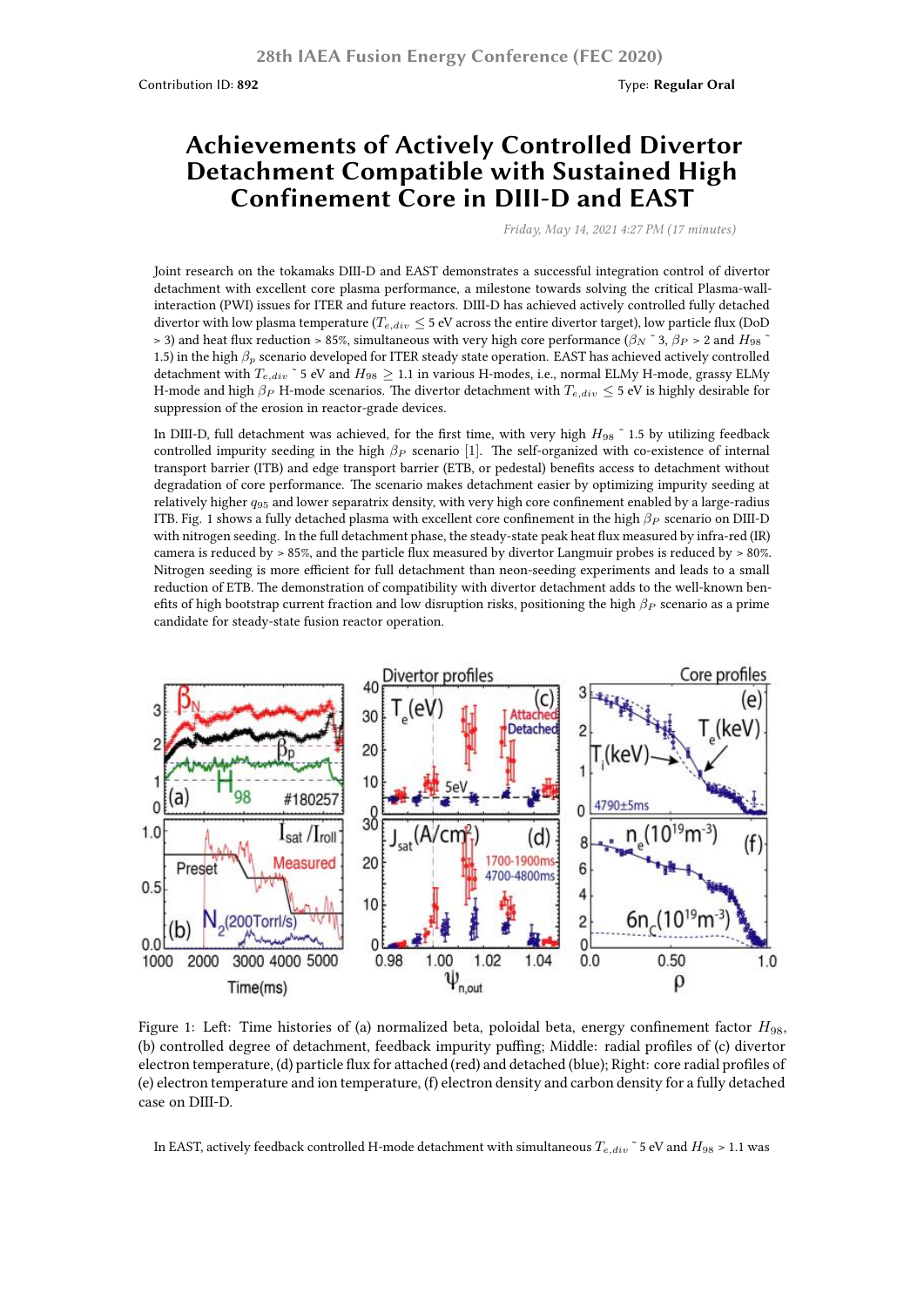Contribution ID: **892**

Type: **Regular Oral**

# Achievements of Actively Controlled Divertor Detachment Compatible with Sustained High Confinement Core in DIII-D and EAST

*Friday, May 14, 2021 4:27 PM (17 minutes)*

Joint research on the tokamaks DIII-D and EAST demonstrates a successful integration control of divertor detachment with excellent core plasma performance, a milestone towards solving the critical Plasma-wall-interaction (PWI) issues for ITER and future reactors. DIII-D has achieved actively controlled fully detached divertor with low plasma temperature ($T_{e,div} \leq 5$ eV across the entire divertor target), low particle flux (DoD > 3) and heat flux reduction > 85%, simultaneous with very high core performance ($\beta_N$ ~ 3, $\beta_P$ > 2 and $H_{98}$ ~ 1.5) in the high $\beta_p$ scenario developed for ITER steady state operation. EAST has achieved actively controlled detachment with $T_{e,div}$ ~ 5 eV and $H_{98} \geq 1.1$ in various H-modes, i.e., normal ELMy H-mode, grassy ELMy H-mode and high $\beta_P$ H-mode scenarios. The divertor detachment with $T_{e,div} \leq 5$ eV is highly desirable for suppression of the erosion in reactor-grade devices.

In DIII-D, full detachment was achieved, for the first time, with very high $H_{98}$ ~ 1.5 by utilizing feedback controlled impurity seeding in the high $\beta_P$ scenario [1]. The self-organized with co-existence of internal transport barrier (ITB) and edge transport barrier (ETB, or pedestal) benefits access to detachment without degradation of core performance. The scenario makes detachment easier by optimizing impurity seeding at relatively higher $q_{95}$ and lower separatrix density, with very high core confinement enabled by a large-radius ITB. Fig. 1 shows a fully detached plasma with excellent core confinement in the high $\beta_P$ scenario on DIII-D with nitrogen seeding. In the full detachment phase, the steady-state peak heat flux measured by infra-red (IR) camera is reduced by > 85%, and the particle flux measured by divertor Langmuir probes is reduced by > 80%. Nitrogen seeding is more efficient for full detachment than neon-seeding experiments and leads to a small reduction of ETB. The demonstration of compatibility with divertor detachment adds to the well-known benefits of high bootstrap current fraction and low disruption risks, positioning the high $\beta_P$ scenario as a prime candidate for steady-state fusion reactor operation.

(a) $\beta_N$, $\beta_p$, $H_{98}$, #180257
(b) $I_{sat}/I_{roll}$, Preset, Measured, $N_2$(200Torrl/s)
Time(ms): 1000 2000 3000 4000 5000
Divertor profiles
(c) $T_e$(eV), Attached, Detached, 5eV
(d) $J_{sat}$(A/cm$^2$), 1700-1900ms, 4700-4800ms
$\Psi_{n,out}$: 0.98 1.00 1.02 1.04
Core profiles
(e) $T_i$(keV), $T_e$(keV), 4790±5ms
(f) $n_e(10^{19}m^{-3})$, $6n_c(10^{19}m^{-3})$
$\rho$: 0.0 0.50 1.0

Figure 1: Left: Time histories of (a) normalized beta, poloidal beta, energy confinement factor $H_{98}$, (b) controlled degree of detachment, feedback impurity puffing; Middle: radial profiles of (c) divertor electron temperature, (d) particle flux for attached (red) and detached (blue); Right: core radial profiles of (e) electron temperature and ion temperature, (f) electron density and carbon density for a fully detached case on DIII-D.

In EAST, actively feedback controlled H-mode detachment with simultaneous $T_{e,div}$ ~ 5 eV and $H_{98}$ > 1.1 was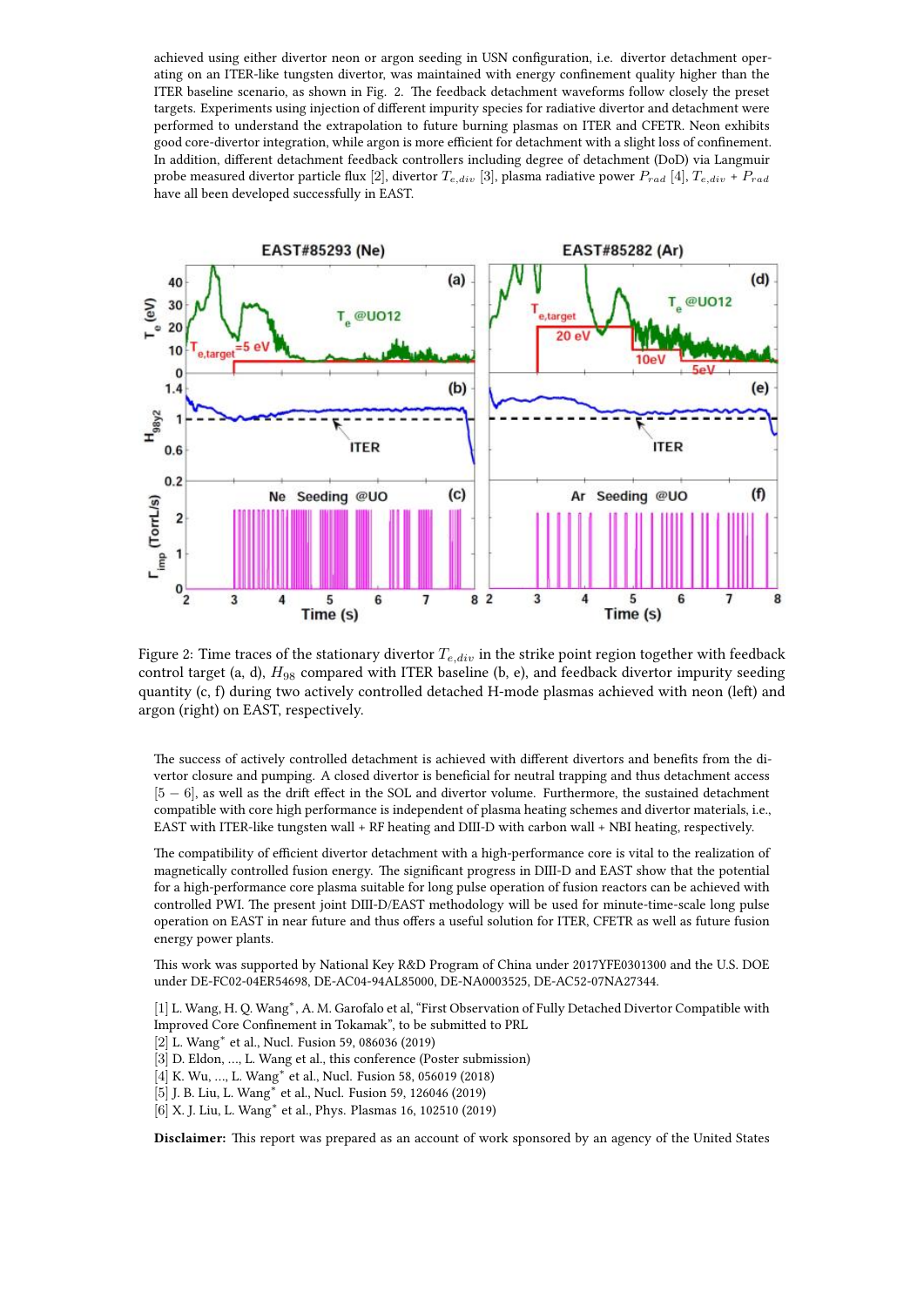achieved using either divertor neon or argon seeding in USN configuration, i.e. divertor detachment operating on an ITER-like tungsten divertor, was maintained with energy confinement quality higher than the ITER baseline scenario, as shown in Fig. 2. The feedback detachment waveforms follow closely the preset targets. Experiments using injection of different impurity species for radiative divertor and detachment were performed to understand the extrapolation to future burning plasmas on ITER and CFETR. Neon exhibits good core-divertor integration, while argon is more efficient for detachment with a slight loss of confinement. In addition, different detachment feedback controllers including degree of detachment (DoD) via Langmuir probe measured divertor particle flux [2], divertor $T_{e,div}$ [3], plasma radiative power $P_{rad}$ [4], $T_{e,div}$ + $P_{rad}$ have all been developed successfully in EAST.

EAST#85293 (Ne)

EAST#85282 (Ar)

(a)

(b)

(c)

(d)

(e)

(f)

$T_e$ (eV)

$H_{98y2}$

$\Gamma_{imp}$ (TorrL/s)

$T_e$ @UO12

$T_{e,target}$=5 eV

$T_{e,target}$

20 eV

10eV

5eV

ITER

Ne Seeding @UO

Ar Seeding @UO

Time (s)

Figure 2: Time traces of the stationary divertor $T_{e,div}$ in the strike point region together with feedback control target (a, d), $H_{98}$ compared with ITER baseline (b, e), and feedback divertor impurity seeding quantity (c, f) during two actively controlled detached H-mode plasmas achieved with neon (left) and argon (right) on EAST, respectively.

The success of actively controlled detachment is achieved with different divertors and benefits from the divertor closure and pumping. A closed divertor is beneficial for neutral trapping and thus detachment access [5 − 6], as well as the drift effect in the SOL and divertor volume. Furthermore, the sustained detachment compatible with core high performance is independent of plasma heating schemes and divertor materials, i.e., EAST with ITER-like tungsten wall + RF heating and DIII-D with carbon wall + NBI heating, respectively.

The compatibility of efficient divertor detachment with a high-performance core is vital to the realization of magnetically controlled fusion energy. The significant progress in DIII-D and EAST show that the potential for a high-performance core plasma suitable for long pulse operation of fusion reactors can be achieved with controlled PWI. The present joint DIII-D/EAST methodology will be used for minute-time-scale long pulse operation on EAST in near future and thus offers a useful solution for ITER, CFETR as well as future fusion energy power plants.

This work was supported by National Key R&D Program of China under 2017YFE0301300 and the U.S. DOE under DE-FC02-04ER54698, DE-AC04-94AL85000, DE-NA0003525, DE-AC52-07NA27344.

[1] L. Wang, H. Q. Wang*, A. M. Garofalo et al, "First Observation of Fully Detached Divertor Compatible with Improved Core Confinement in Tokamak", to be submitted to PRL
[2] L. Wang* et al., Nucl. Fusion 59, 086036 (2019)
[3] D. Eldon, ..., L. Wang et al., this conference (Poster submission)
[4] K. Wu, ..., L. Wang* et al., Nucl. Fusion 58, 056019 (2018)
[5] J. B. Liu, L. Wang* et al., Nucl. Fusion 59, 126046 (2019)
[6] X. J. Liu, L. Wang* et al., Phys. Plasmas 16, 102510 (2019)

**Disclaimer:** This report was prepared as an account of work sponsored by an agency of the United States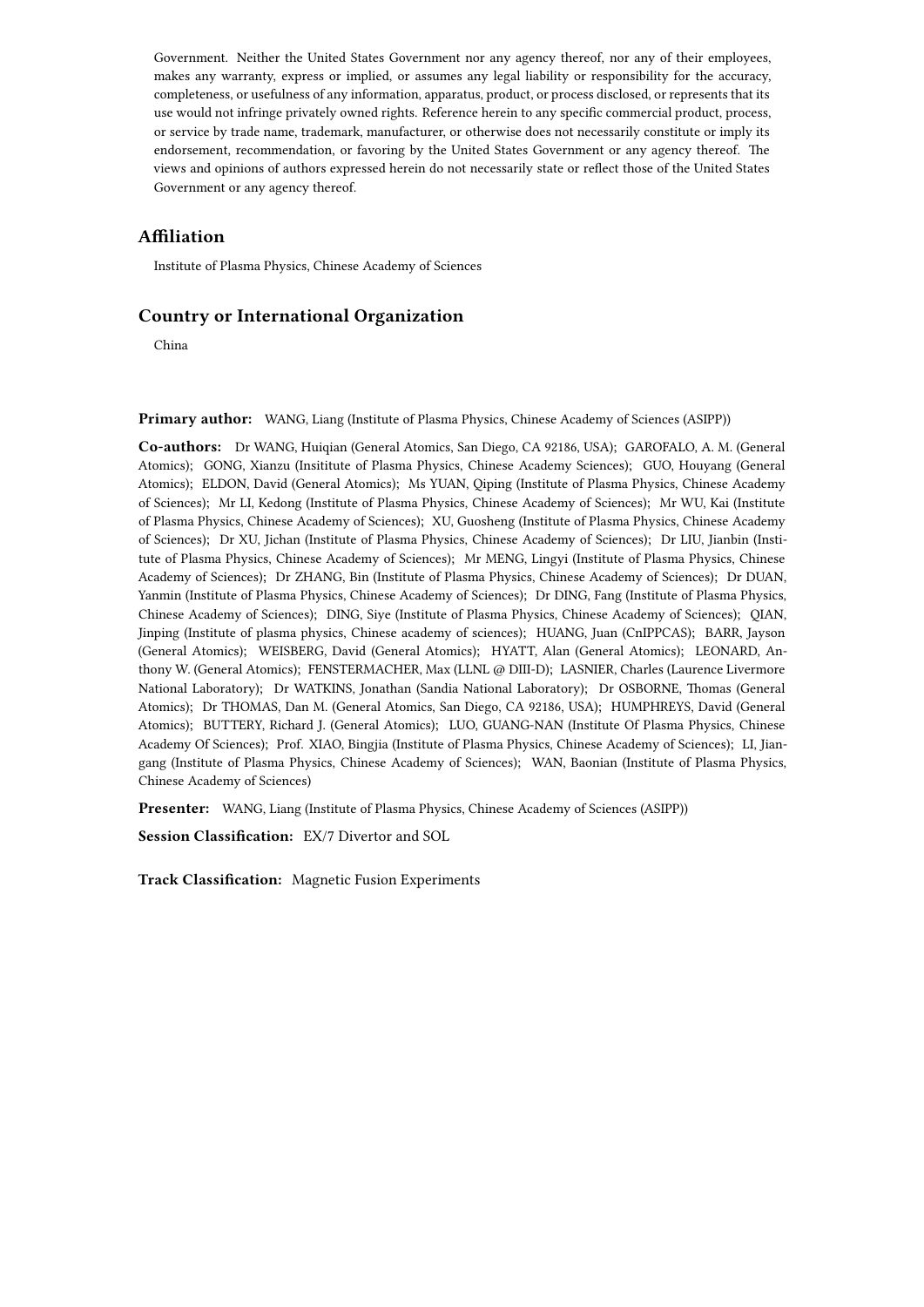Government. Neither the United States Government nor any agency thereof, nor any of their employees, makes any warranty, express or implied, or assumes any legal liability or responsibility for the accuracy, completeness, or usefulness of any information, apparatus, product, or process disclosed, or represents that its use would not infringe privately owned rights. Reference herein to any specific commercial product, process, or service by trade name, trademark, manufacturer, or otherwise does not necessarily constitute or imply its endorsement, recommendation, or favoring by the United States Government or any agency thereof. The views and opinions of authors expressed herein do not necessarily state or reflect those of the United States Government or any agency thereof.

## Affiliation

Institute of Plasma Physics, Chinese Academy of Sciences

## Country or International Organization

China

**Primary author:** WANG, Liang (Institute of Plasma Physics, Chinese Academy of Sciences (ASIPP))

**Co-authors:** Dr WANG, Huiqian (General Atomics, San Diego, CA 92186, USA); GAROFALO, A. M. (General Atomics); GONG, Xianzu (Insititute of Plasma Physics, Chinese Academy Sciences); GUO, Houyang (General Atomics); ELDON, David (General Atomics); Ms YUAN, Qiping (Institute of Plasma Physics, Chinese Academy of Sciences); Mr LI, Kedong (Institute of Plasma Physics, Chinese Academy of Sciences); Mr WU, Kai (Institute of Plasma Physics, Chinese Academy of Sciences); XU, Guosheng (Institute of Plasma Physics, Chinese Academy of Sciences); Dr XU, Jichan (Institute of Plasma Physics, Chinese Academy of Sciences); Dr LIU, Jianbin (Institute of Plasma Physics, Chinese Academy of Sciences); Mr MENG, Lingyi (Institute of Plasma Physics, Chinese Academy of Sciences); Dr ZHANG, Bin (Institute of Plasma Physics, Chinese Academy of Sciences); Dr DUAN, Yanmin (Institute of Plasma Physics, Chinese Academy of Sciences); Dr DING, Fang (Institute of Plasma Physics, Chinese Academy of Sciences); DING, Siye (Institute of Plasma Physics, Chinese Academy of Sciences); QIAN, Jinping (Institute of plasma physics, Chinese academy of sciences); HUANG, Juan (CnIPPCAS); BARR, Jayson (General Atomics); WEISBERG, David (General Atomics); HYATT, Alan (General Atomics); LEONARD, Anthony W. (General Atomics); FENSTERMACHER, Max (LLNL @ DIII-D); LASNIER, Charles (Laurence Livermore National Laboratory); Dr WATKINS, Jonathan (Sandia National Laboratory); Dr OSBORNE, Thomas (General Atomics); Dr THOMAS, Dan M. (General Atomics, San Diego, CA 92186, USA); HUMPHREYS, David (General Atomics); BUTTERY, Richard J. (General Atomics); LUO, GUANG-NAN (Institute Of Plasma Physics, Chinese Academy Of Sciences); Prof. XIAO, Bingjia (Institute of Plasma Physics, Chinese Academy of Sciences); LI, Jiangang (Institute of Plasma Physics, Chinese Academy of Sciences); WAN, Baonian (Institute of Plasma Physics, Chinese Academy of Sciences)

**Presenter:** WANG, Liang (Institute of Plasma Physics, Chinese Academy of Sciences (ASIPP))

**Session Classification:** EX/7 Divertor and SOL

**Track Classification:** Magnetic Fusion Experiments